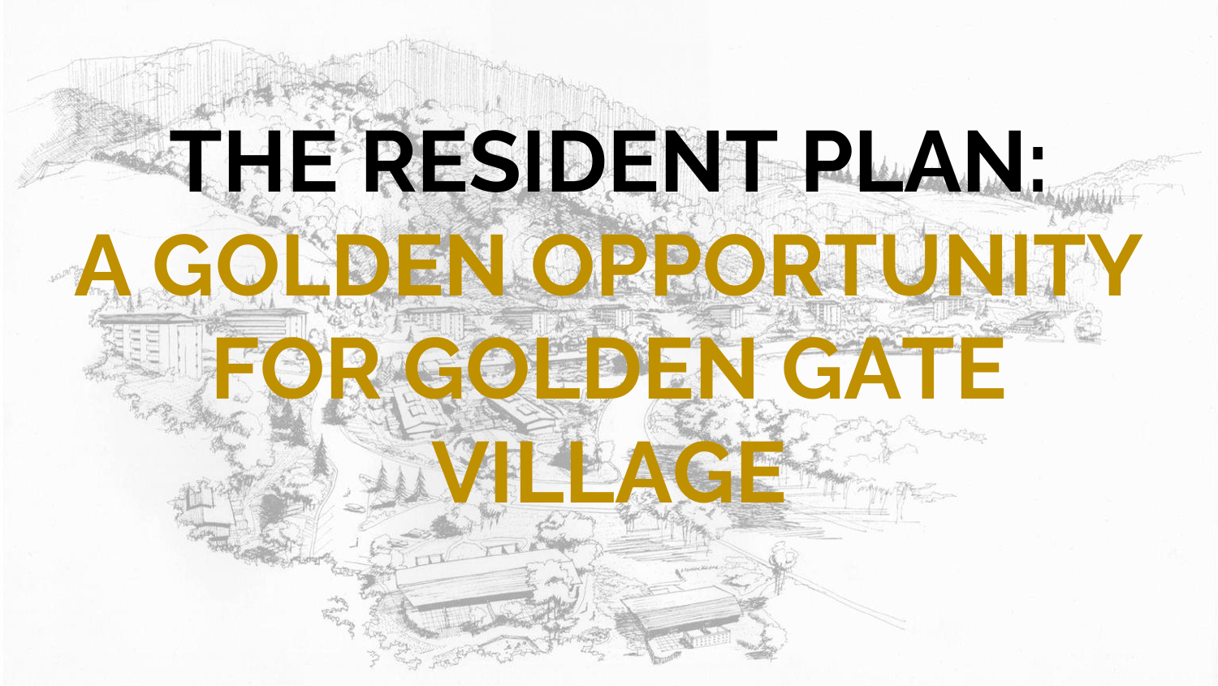# THE RESIDENT PLAN:
# A GOLDEN OPPORTUNITY FOR GOLDEN GATE VILLAGE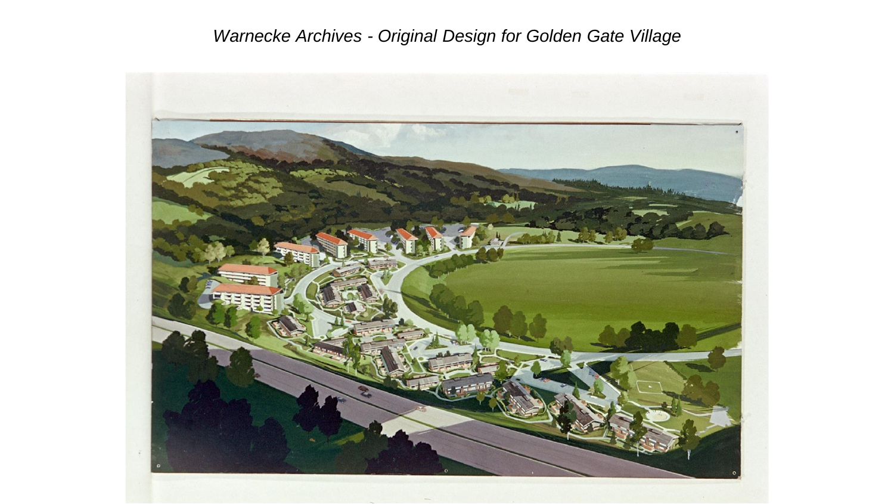*Warnecke Archives - Original Design for Golden Gate Village*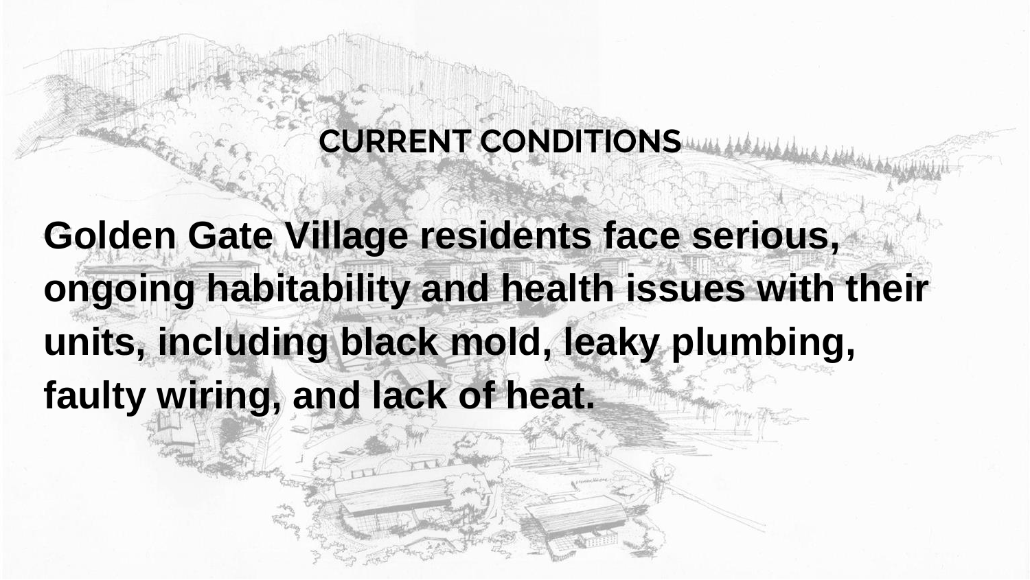## CURRENT CONDITIONS

**Golden Gate Village residents face serious, ongoing habitability and health issues with their units, including black mold, leaky plumbing, faulty wiring, and lack of heat.**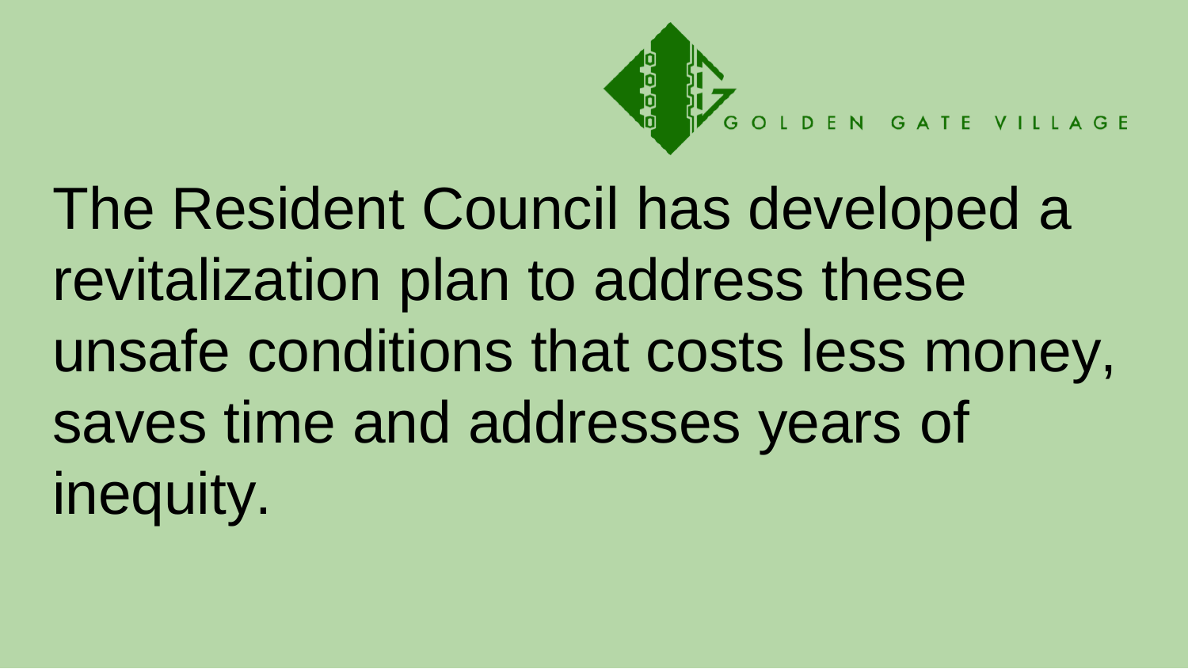GOLDEN GATE VILLAGE

The Resident Council has developed a revitalization plan to address these unsafe conditions that costs less money, saves time and addresses years of inequity.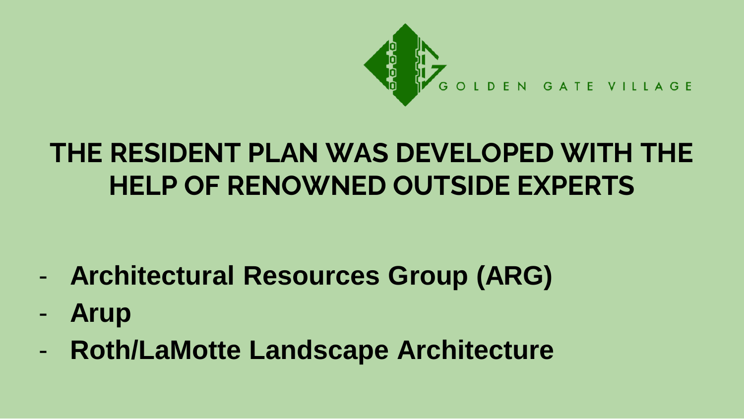GOLDEN GATE VILLAGE

# THE RESIDENT PLAN WAS DEVELOPED WITH THE HELP OF RENOWNED OUTSIDE EXPERTS

- **Architectural Resources Group (ARG)**
- **Arup**
- **Roth/LaMotte Landscape Architecture**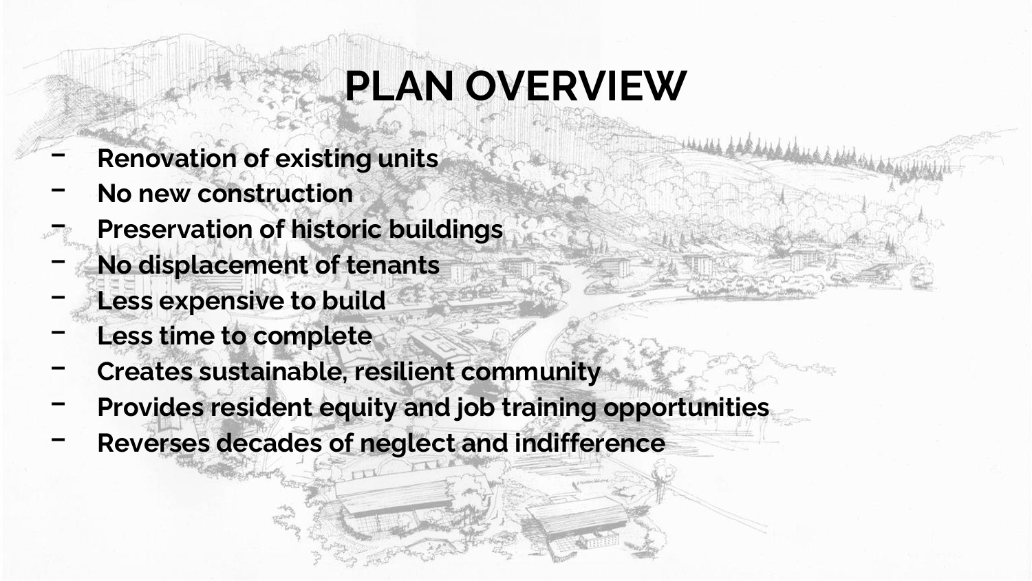# PLAN OVERVIEW

- **Renovation of existing units**
- **No new construction**
- **Preservation of historic buildings**
- **No displacement of tenants**
- **Less expensive to build**
- **Less time to complete**
- **Creates sustainable, resilient community**
- **Provides resident equity and job training opportunities**
- **Reverses decades of neglect and indifference**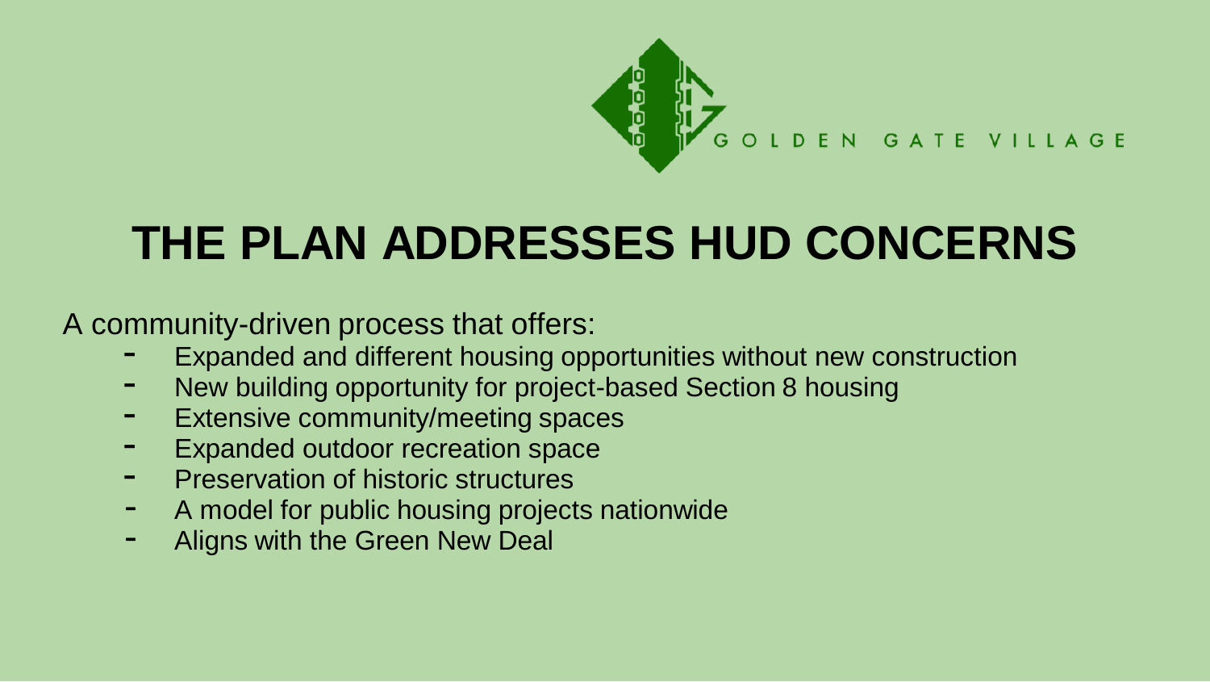GOLDEN GATE VILLAGE

# THE PLAN ADDRESSES HUD CONCERNS

A community-driven process that offers:

- Expanded and different housing opportunities without new construction
- New building opportunity for project-based Section 8 housing
- Extensive community/meeting spaces
- Expanded outdoor recreation space
- Preservation of historic structures
- A model for public housing projects nationwide
- Aligns with the Green New Deal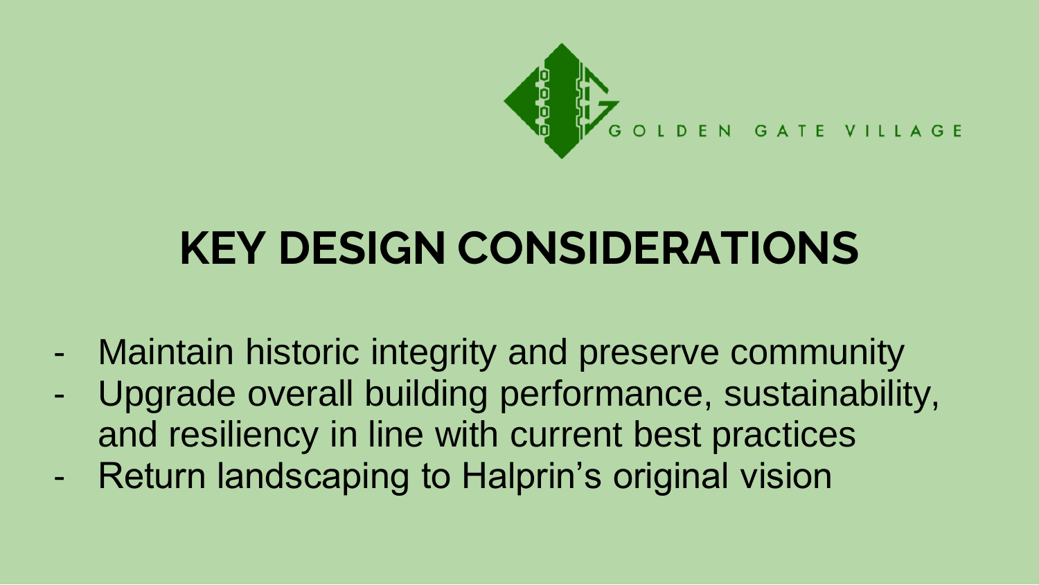GOLDEN GATE VILLAGE

# KEY DESIGN CONSIDERATIONS

- Maintain historic integrity and preserve community
- Upgrade overall building performance, sustainability, and resiliency in line with current best practices
- Return landscaping to Halprin's original vision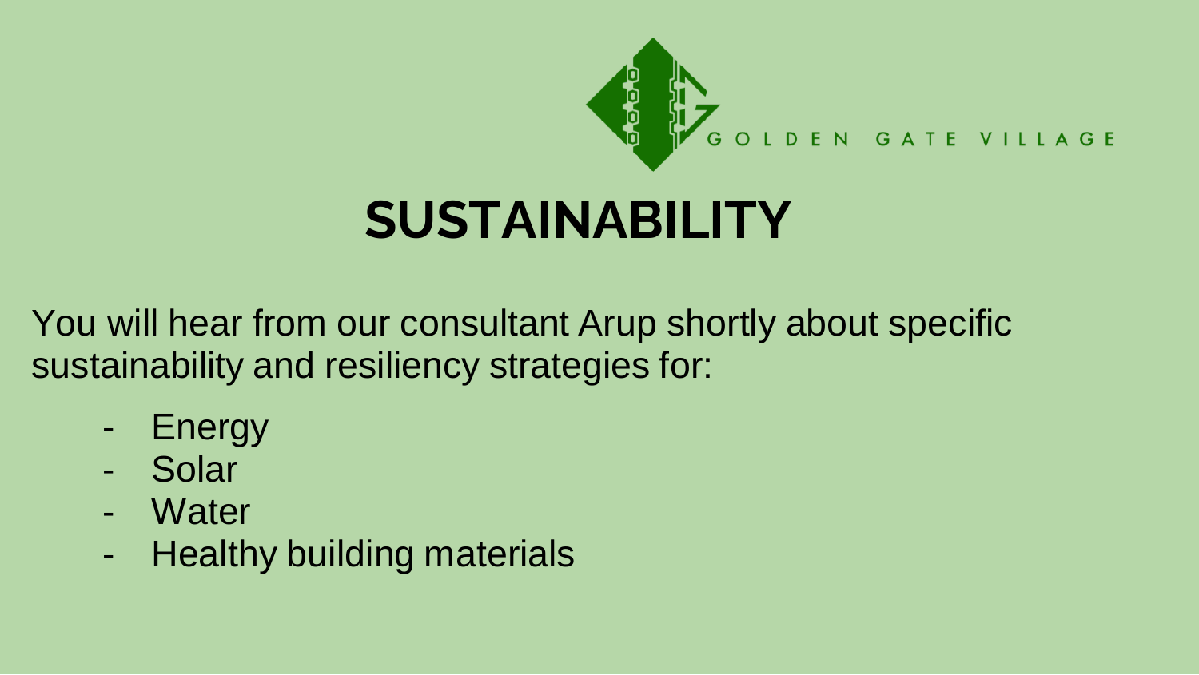GOLDEN GATE VILLAGE

# SUSTAINABILITY

You will hear from our consultant Arup shortly about specific sustainability and resiliency strategies for:

- Energy
- Solar
- Water
- Healthy building materials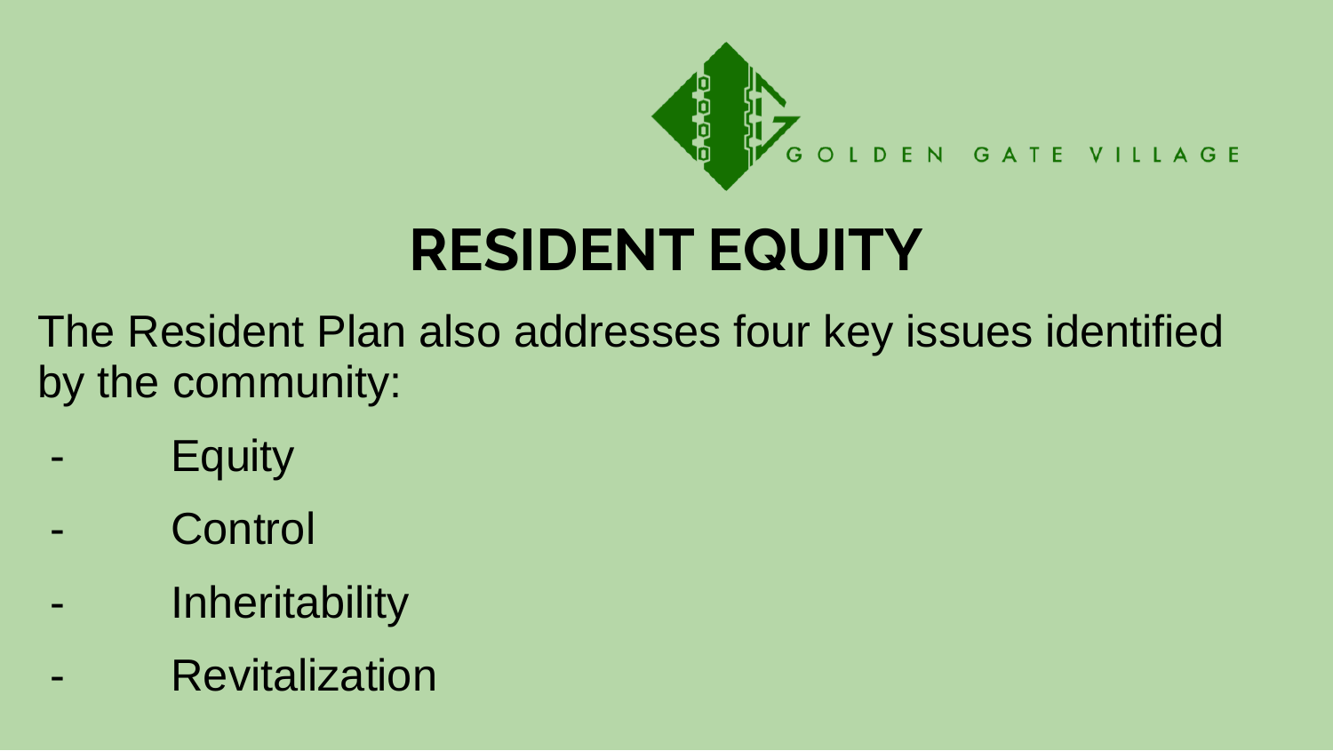GOLDEN GATE VILLAGE

# RESIDENT EQUITY

The Resident Plan also addresses four key issues identified by the community:

- Equity
- Control
- Inheritability
- Revitalization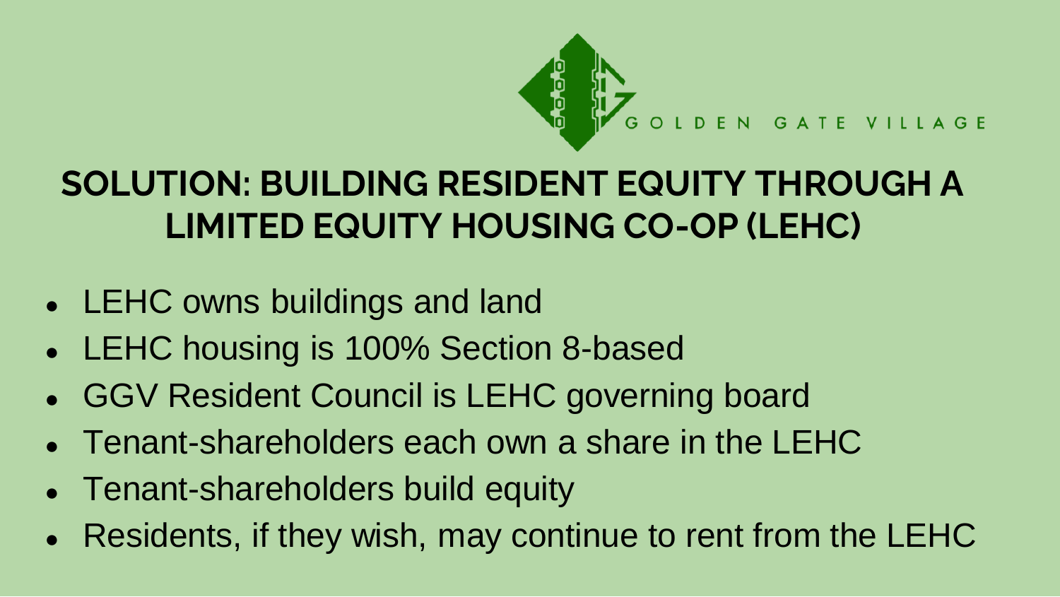GOLDEN GATE VILLAGE

# SOLUTION: BUILDING RESIDENT EQUITY THROUGH A LIMITED EQUITY HOUSING CO-OP (LEHC)

- LEHC owns buildings and land
- LEHC housing is 100% Section 8-based
- GGV Resident Council is LEHC governing board
- Tenant-shareholders each own a share in the LEHC
- Tenant-shareholders build equity
- Residents, if they wish, may continue to rent from the LEHC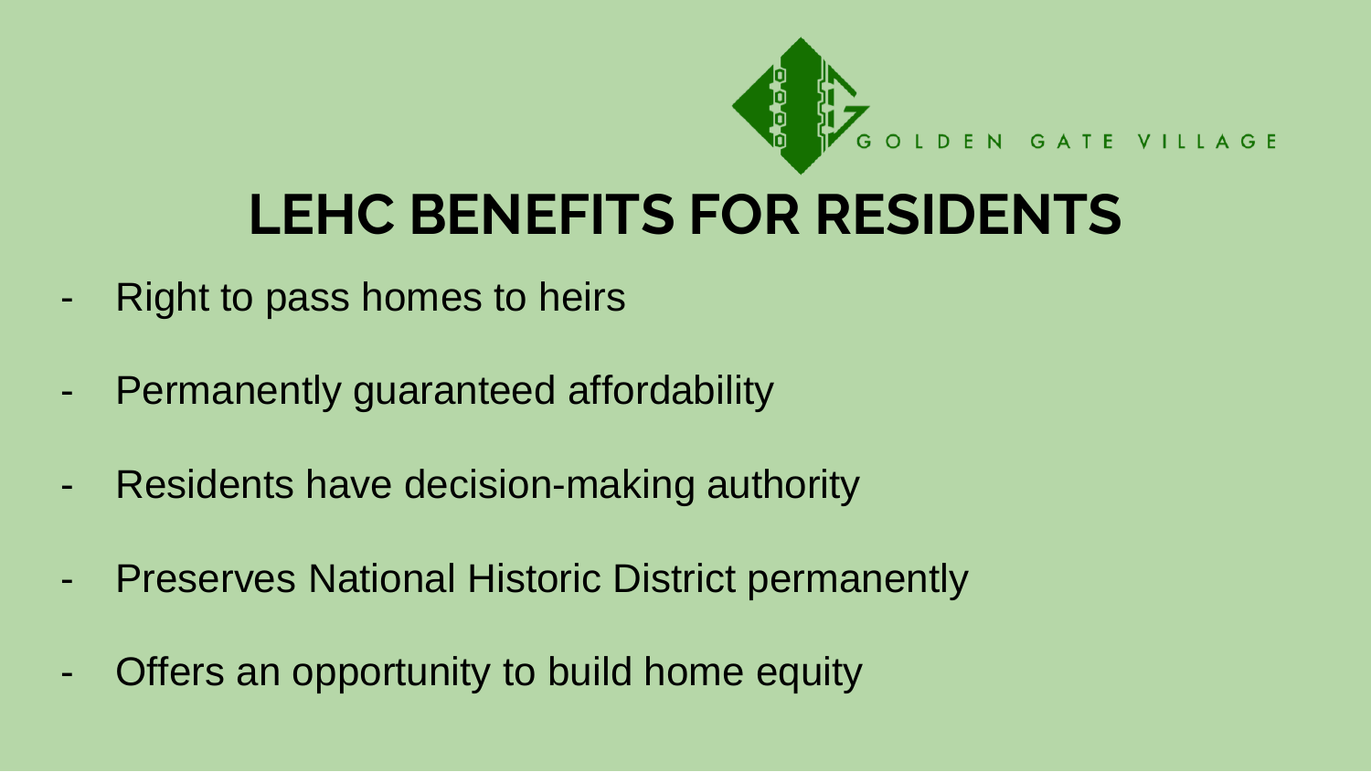GOLDEN GATE VILLAGE

# LEHC BENEFITS FOR RESIDENTS

- Right to pass homes to heirs
- Permanently guaranteed affordability
- Residents have decision-making authority
- Preserves National Historic District permanently
- Offers an opportunity to build home equity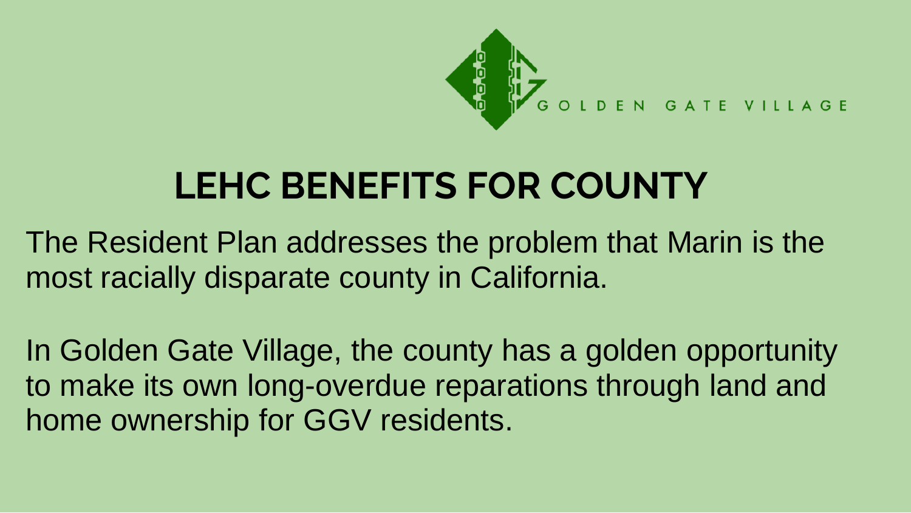GOLDEN GATE VILLAGE

# LEHC BENEFITS FOR COUNTY

The Resident Plan addresses the problem that Marin is the most racially disparate county in California.

In Golden Gate Village, the county has a golden opportunity to make its own long-overdue reparations through land and home ownership for GGV residents.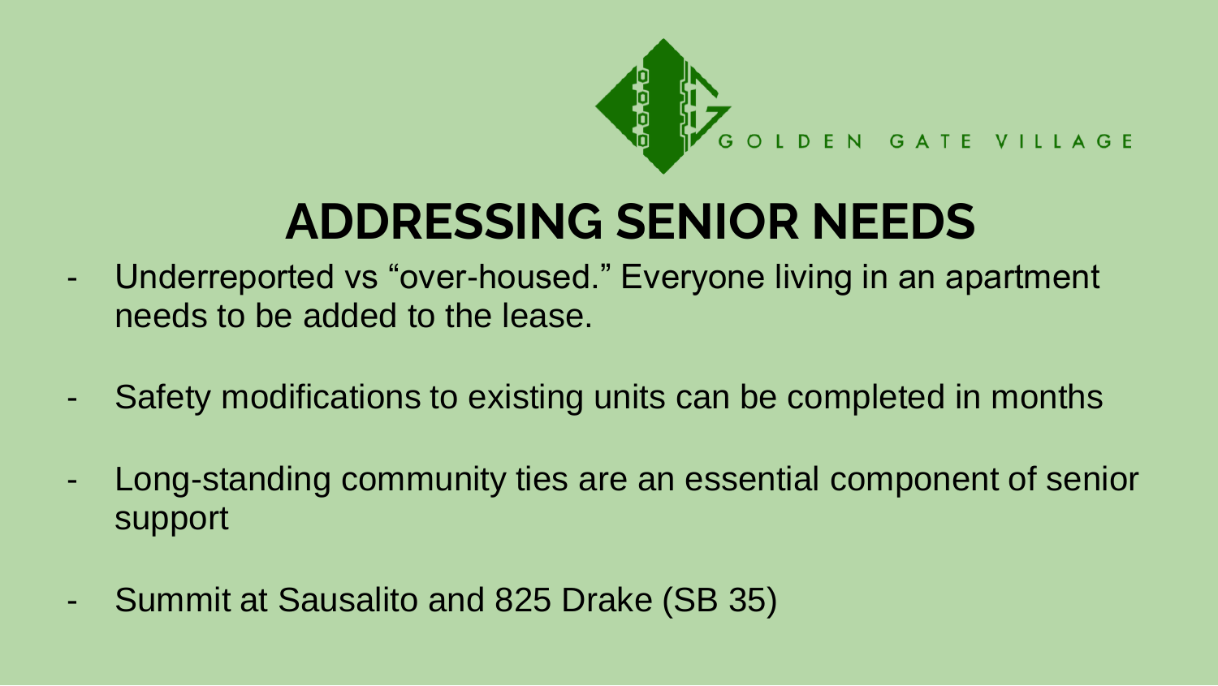GOLDEN GATE VILLAGE

# ADDRESSING SENIOR NEEDS

- Underreported vs "over-housed." Everyone living in an apartment needs to be added to the lease.
- Safety modifications to existing units can be completed in months
- Long-standing community ties are an essential component of senior support
- Summit at Sausalito and 825 Drake (SB 35)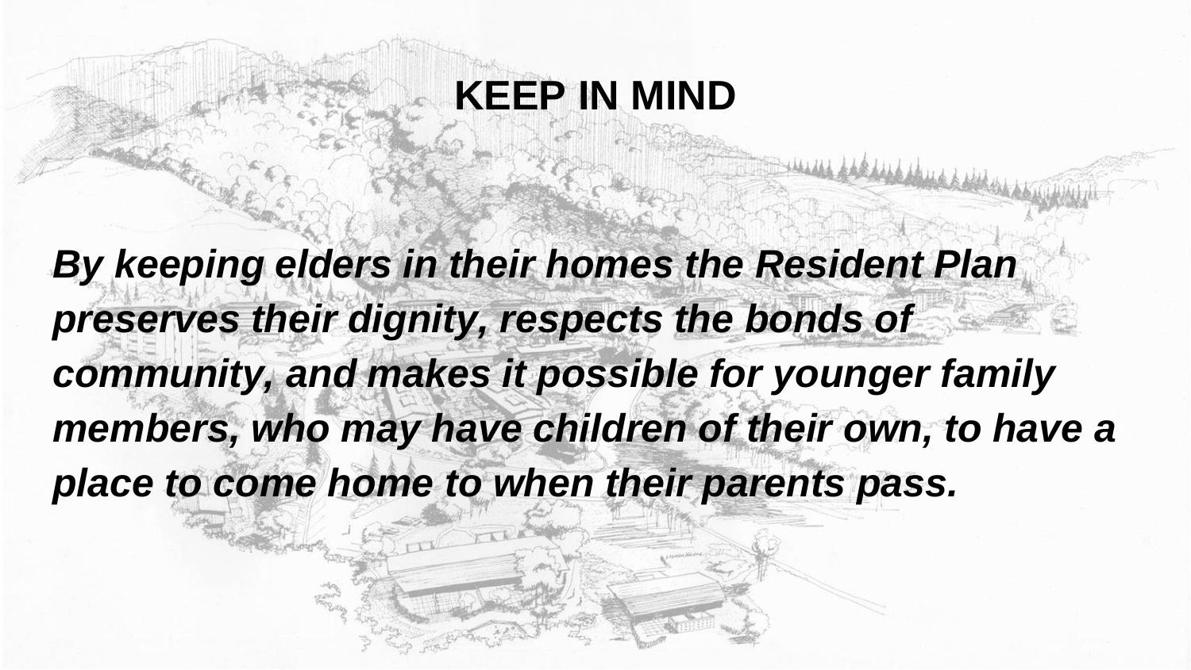## KEEP IN MIND

***By keeping elders in their homes the Resident Plan preserves their dignity, respects the bonds of community, and makes it possible for younger family members, who may have children of their own, to have a place to come home to when their parents pass.***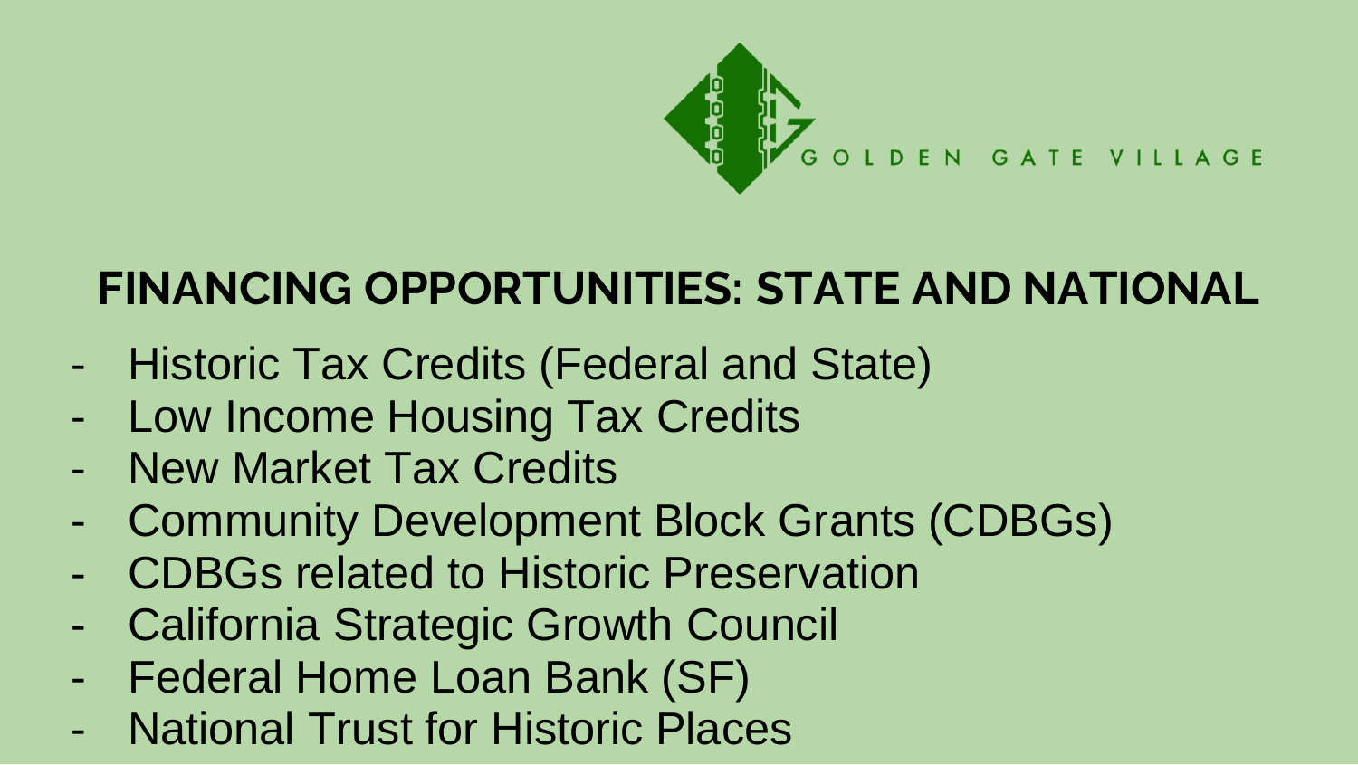GOLDEN GATE VILLAGE

## FINANCING OPPORTUNITIES: STATE AND NATIONAL

- Historic Tax Credits (Federal and State)
- Low Income Housing Tax Credits
- New Market Tax Credits
- Community Development Block Grants (CDBGs)
- CDBGs related to Historic Preservation
- California Strategic Growth Council
- Federal Home Loan Bank (SF)
- National Trust for Historic Places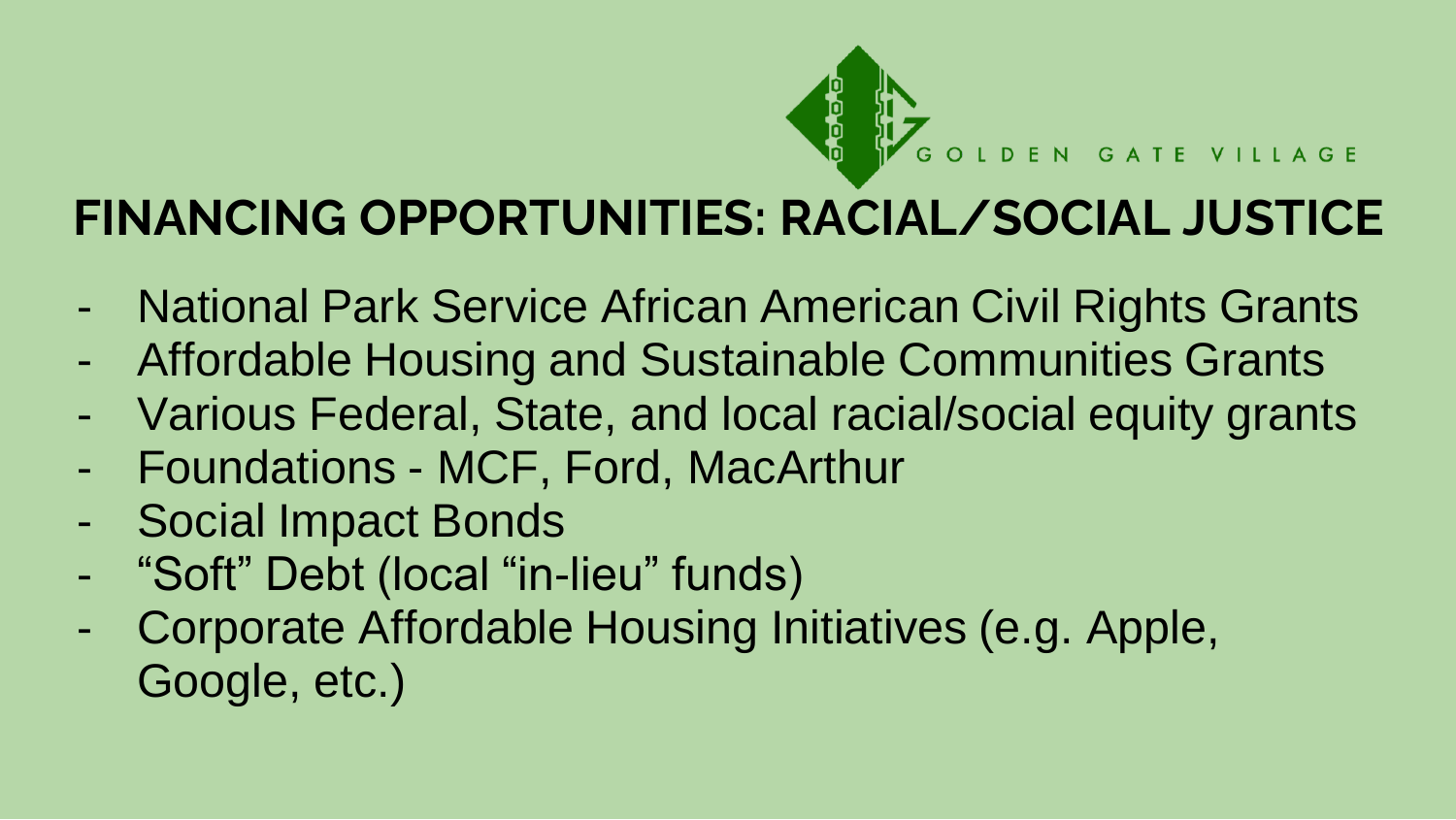# FINANCING OPPORTUNITIES: RACIAL/SOCIAL JUSTICE

- National Park Service African American Civil Rights Grants
- Affordable Housing and Sustainable Communities Grants
- Various Federal, State, and local racial/social equity grants
- Foundations - MCF, Ford, MacArthur
- Social Impact Bonds
- "Soft" Debt (local "in-lieu" funds)
- Corporate Affordable Housing Initiatives (e.g. Apple, Google, etc.)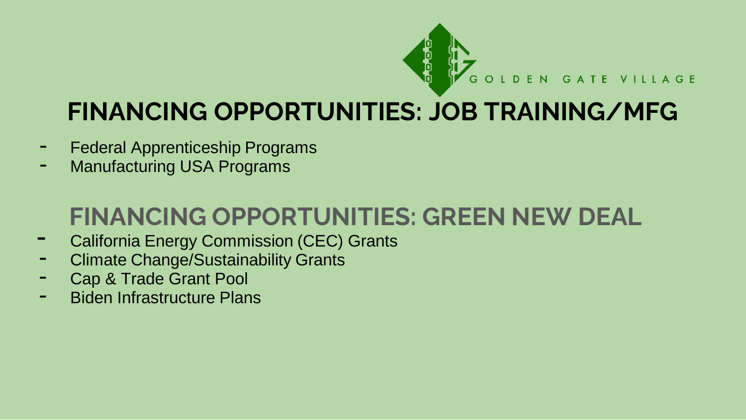GOLDEN GATE VILLAGE

# FINANCING OPPORTUNITIES: JOB TRAINING/MFG

- Federal Apprenticeship Programs
- Manufacturing USA Programs

# FINANCING OPPORTUNITIES: GREEN NEW DEAL

- California Energy Commission (CEC) Grants
- Climate Change/Sustainability Grants
- Cap & Trade Grant Pool
- Biden Infrastructure Plans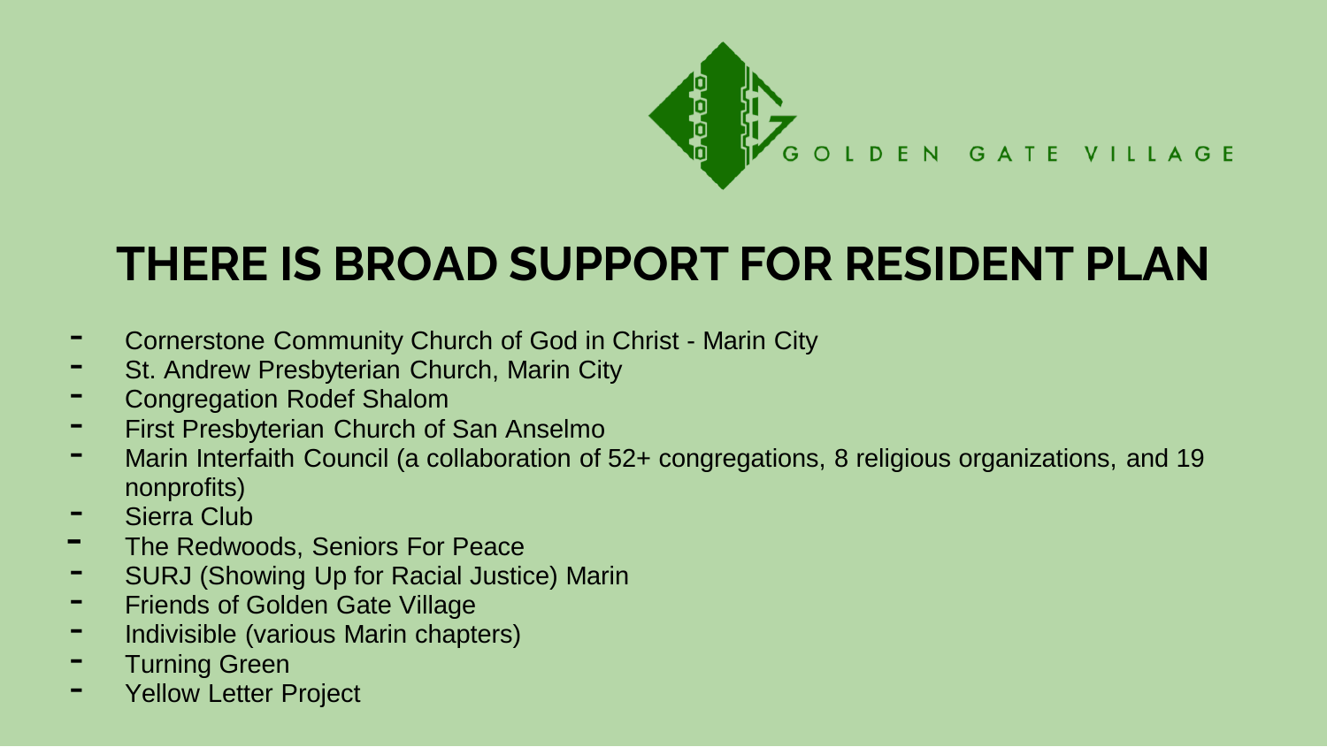GOLDEN GATE VILLAGE

# THERE IS BROAD SUPPORT FOR RESIDENT PLAN

- Cornerstone Community Church of God in Christ - Marin City
- St. Andrew Presbyterian Church, Marin City
- Congregation Rodef Shalom
- First Presbyterian Church of San Anselmo
- Marin Interfaith Council (a collaboration of 52+ congregations, 8 religious organizations, and 19 nonprofits)
- Sierra Club
- The Redwoods, Seniors For Peace
- SURJ (Showing Up for Racial Justice) Marin
- Friends of Golden Gate Village
- Indivisible (various Marin chapters)
- Turning Green
- Yellow Letter Project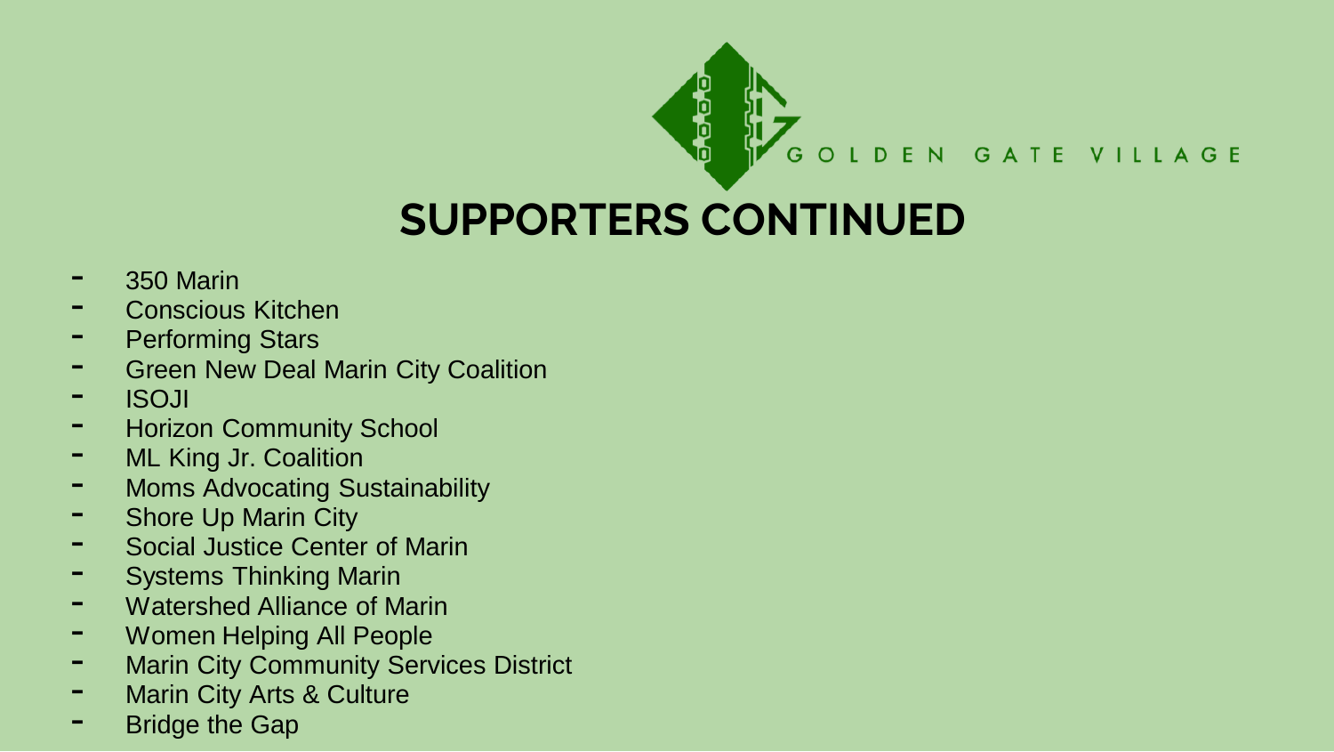GOLDEN GATE VILLAGE

# SUPPORTERS CONTINUED

- 350 Marin
- Conscious Kitchen
- Performing Stars
- Green New Deal Marin City Coalition
- ISOJI
- Horizon Community School
- ML King Jr. Coalition
- Moms Advocating Sustainability
- Shore Up Marin City
- Social Justice Center of Marin
- Systems Thinking Marin
- Watershed Alliance of Marin
- Women Helping All People
- Marin City Community Services District
- Marin City Arts & Culture
- Bridge the Gap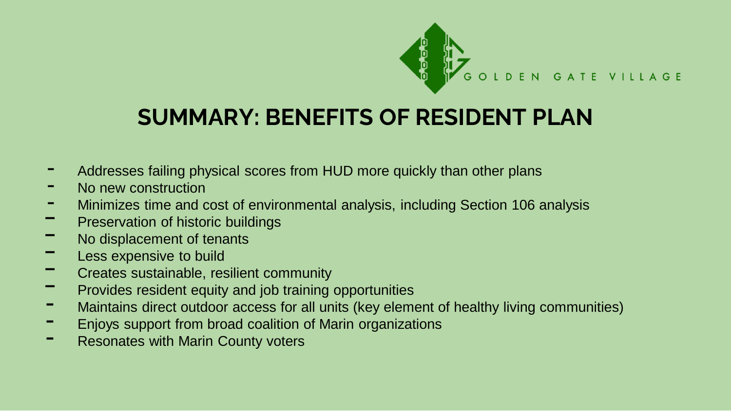GOLDEN GATE VILLAGE

# SUMMARY: BENEFITS OF RESIDENT PLAN

- Addresses failing physical scores from HUD more quickly than other plans
- No new construction
- Minimizes time and cost of environmental analysis, including Section 106 analysis
- Preservation of historic buildings
- No displacement of tenants
- Less expensive to build
- Creates sustainable, resilient community
- Provides resident equity and job training opportunities
- Maintains direct outdoor access for all units (key element of healthy living communities)
- Enjoys support from broad coalition of Marin organizations
- Resonates with Marin County voters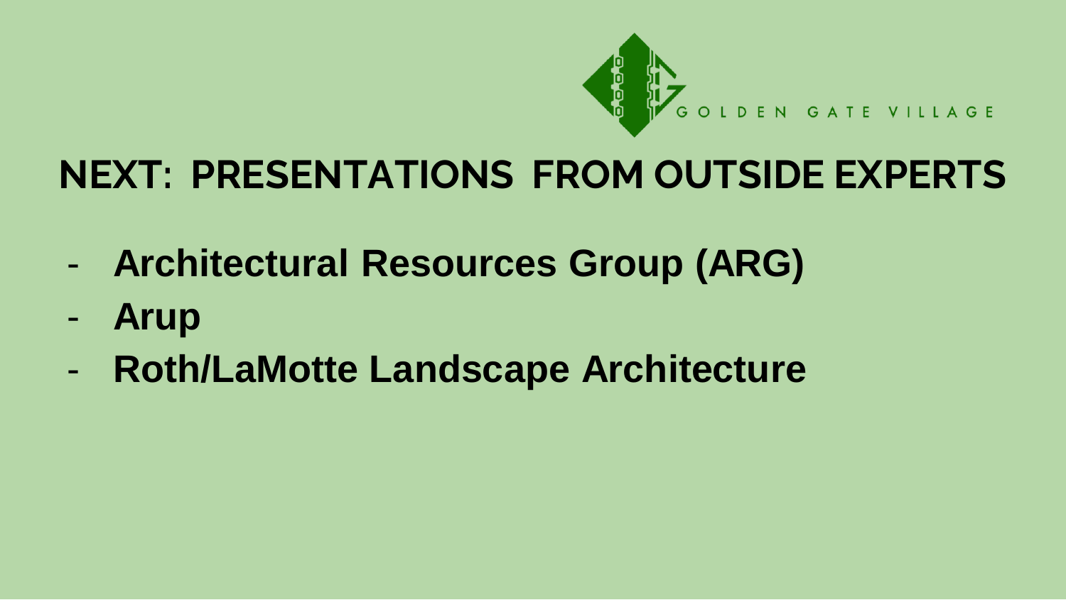GOLDEN GATE VILLAGE

# NEXT: PRESENTATIONS FROM OUTSIDE EXPERTS

- **Architectural Resources Group (ARG)**
- **Arup**
- **Roth/LaMotte Landscape Architecture**